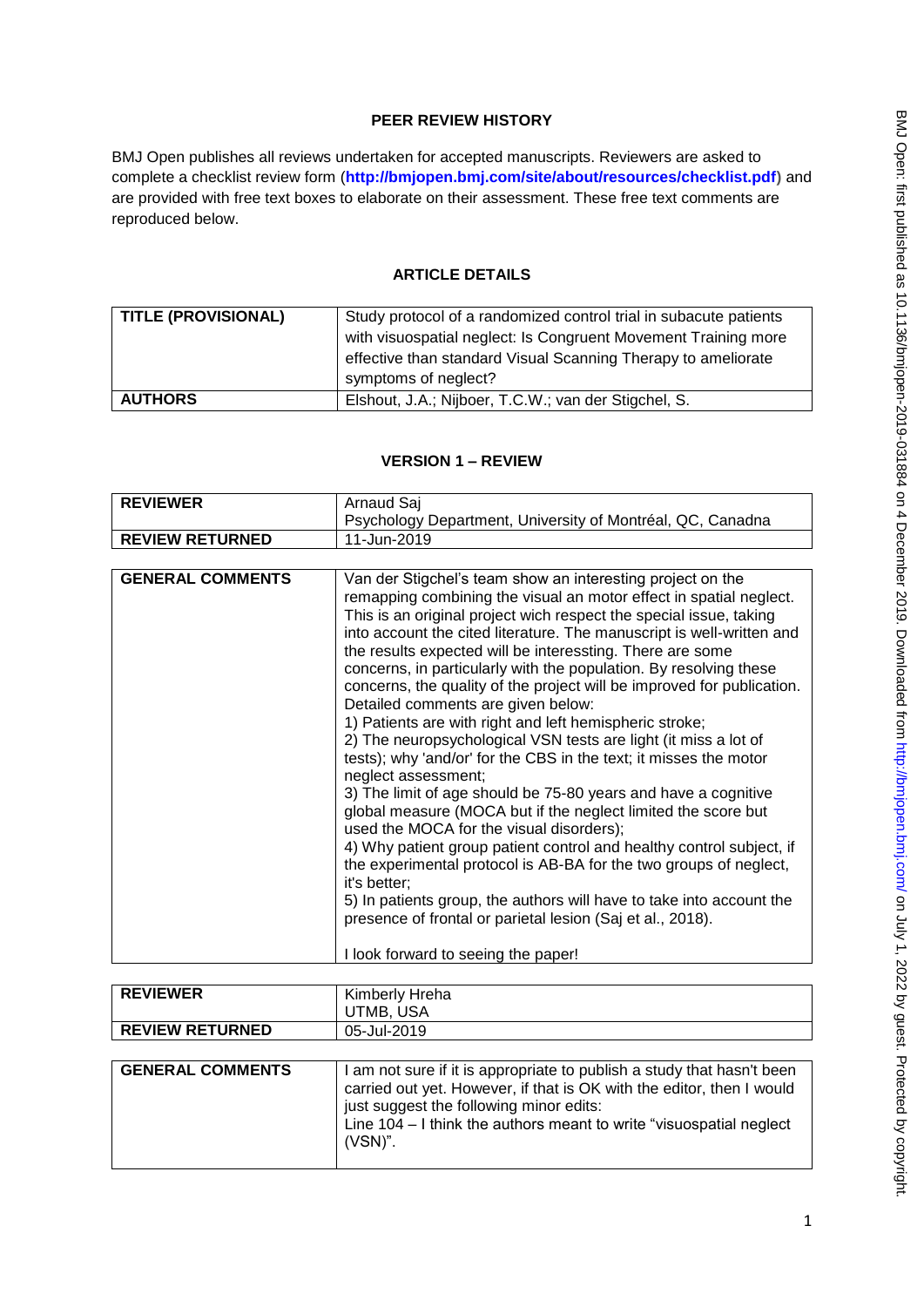# PEER REVIEW HISTORY

BMJ Open publishes all reviews undertaken for accepted manuscripts. Reviewers are asked to complete a checklist review form (**http://bmjopen.bmj.com/site/about/resources/checklist.pdf**) and are provided with free text boxes to elaborate on their assessment. These free text comments are reproduced below.

## ARTICLE DETAILS

| | |
|---|---|
| **TITLE (PROVISIONAL)** | Study protocol of a randomized control trial in subacute patients with visuospatial neglect: Is Congruent Movement Training more effective than standard Visual Scanning Therapy to ameliorate symptoms of neglect? |
| **AUTHORS** | Elshout, J.A.; Nijboer, T.C.W.; van der Stigchel, S. |

## VERSION 1 – REVIEW

| | |
|---|---|
| **REVIEWER** | Arnaud Saj<br>Psychology Department, University of Montréal, QC, Canadna |
| **REVIEW RETURNED** | 11-Jun-2019 |

| | |
|---|---|
| **GENERAL COMMENTS** | Van der Stigchel's team show an interesting project on the remapping combining the visual an motor effect in spatial neglect. This is an original project wich respect the special issue, taking into account the cited literature. The manuscript is well-written and the results expected will be interessting. There are some concerns, in particular with the population. By resolving these concerns, the quality of the project will be improved for publication. Detailed comments are given below:<br>1) Patients are with right and left hemispheric stroke;<br>2) The neuropsychological VSN tests are light (it miss a lot of tests); why 'and/or' for the CBS in the text; it misses the motor neglect assessment;<br>3) The limit of age should be 75-80 years and have a cognitive global measure (MOCA but if the neglect limited the score but used the MOCA for the visual disorders);<br>4) Why patient group patient control and healthy control subject, if the experimental protocol is AB-BA for the two groups of neglect, it's better;<br>5) In patients group, the authors will have to take into account the presence of frontal or parietal lesion (Saj et al., 2018).<br><br>I look forward to seeing the paper! |

| | |
|---|---|
| **REVIEWER** | Kimberly Hreha<br>UTMB, USA |
| **REVIEW RETURNED** | 05-Jul-2019 |

| | |
|---|---|
| **GENERAL COMMENTS** | I am not sure if it is appropriate to publish a study that hasn't been carried out yet. However, if that is OK with the editor, then I would just suggest the following minor edits:<br>Line 104 – I think the authors meant to write "visuospatial neglect (VSN)". |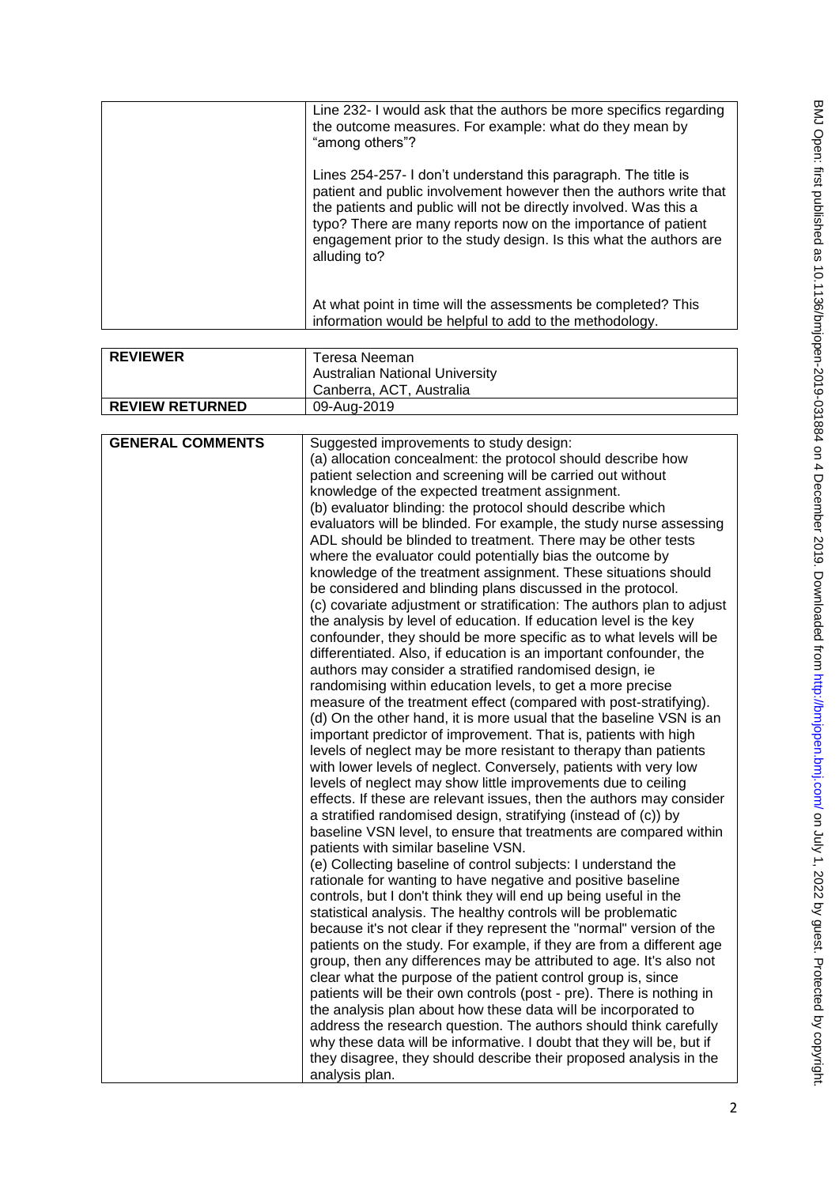| | |
|---|---|
| | Line 232- I would ask that the authors be more specifics regarding the outcome measures. For example: what do they mean by "among others"?<br><br>Lines 254-257- I don't understand this paragraph. The title is patient and public involvement however then the authors write that the patients and public will not be directly involved. Was this a typo? There are many reports now on the importance of patient engagement prior to the study design. Is this what the authors are alluding to?<br><br>At what point in time will the assessments be completed? This information would be helpful to add to the methodology. |

| | |
|---|---|
| **REVIEWER** | Teresa Neeman<br>Australian National University<br>Canberra, ACT, Australia |
| **REVIEW RETURNED** | 09-Aug-2019 |

| | |
|---|---|
| **GENERAL COMMENTS** | Suggested improvements to study design:<br>(a) allocation concealment: the protocol should describe how patient selection and screening will be carried out without knowledge of the expected treatment assignment.<br>(b) evaluator blinding: the protocol should describe which evaluators will be blinded. For example, the study nurse assessing ADL should be blinded to treatment. There may be other tests where the evaluator could potentially bias the outcome by knowledge of the treatment assignment. These situations should be considered and blinding plans discussed in the protocol.<br>(c) covariate adjustment or stratification: The authors plan to adjust the analysis by level of education. If education level is the key confounder, they should be more specific as to what levels will be differentiated. Also, if education is an important confounder, the authors may consider a stratified randomised design, ie randomising within education levels, to get a more precise measure of the treatment effect (compared with post-stratifying).<br>(d) On the other hand, it is more usual that the baseline VSN is an important predictor of improvement. That is, patients with high levels of neglect may be more resistant to therapy than patients with lower levels of neglect. Conversely, patients with very low levels of neglect may show little improvements due to ceiling effects. If these are relevant issues, then the authors may consider a stratified randomised design, stratifying (instead of (c)) by baseline VSN level, to ensure that treatments are compared within patients with similar baseline VSN.<br>(e) Collecting baseline of control subjects: I understand the rationale for wanting to have negative and positive baseline controls, but I don't think they will end up being useful in the statistical analysis. The healthy controls will be problematic because it's not clear if they represent the "normal" version of the patients on the study. For example, if they are from a different age group, then any differences may be attributed to age. It's also not clear what the purpose of the patient control group is, since patients will be their own controls (post - pre). There is nothing in the analysis plan about how these data will be incorporated to address the research question. The authors should think carefully why these data will be informative. I doubt that they will be, but if they disagree, they should describe their proposed analysis in the analysis plan. |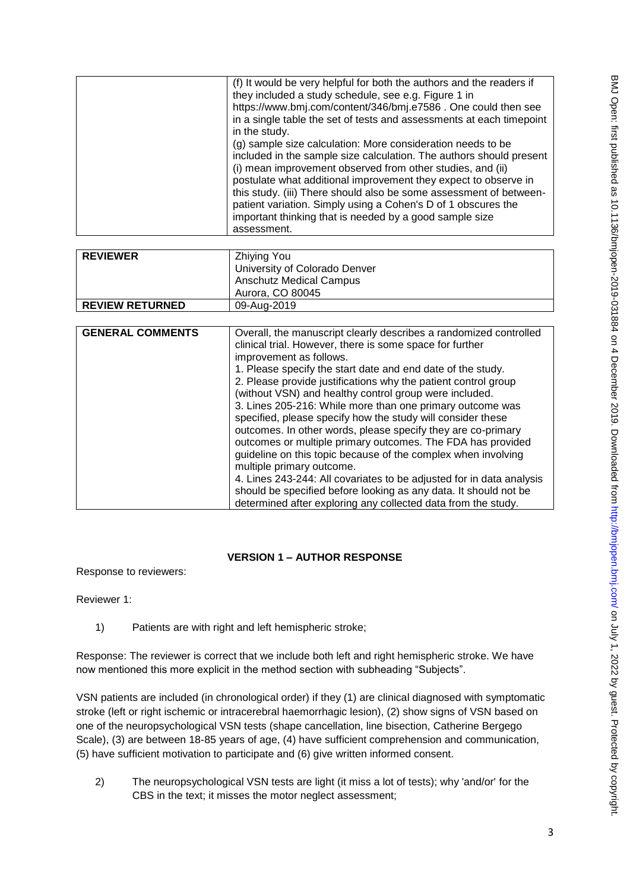| | (f) It would be very helpful for both the authors and the readers if they included a study schedule, see e.g. Figure 1 in https://www.bmj.com/content/346/bmj.e7586 . One could then see in a single table the set of tests and assessments at each timepoint in the study.<br>(g) sample size calculation: More consideration needs to be included in the sample size calculation. The authors should present (i) mean improvement observed from other studies, and (ii) postulate what additional improvement they expect to observe in this study. (iii) There should also be some assessment of between-patient variation. Simply using a Cohen's D of 1 obscures the important thinking that is needed by a good sample size assessment. |
|---|---|

| **REVIEWER** | Zhiying You<br>University of Colorado Denver<br>Anschutz Medical Campus<br>Aurora, CO 80045 |
|---|---|
| **REVIEW RETURNED** | 09-Aug-2019 |

| **GENERAL COMMENTS** | Overall, the manuscript clearly describes a randomized controlled clinical trial. However, there is some space for further improvement as follows.<br>1. Please specify the start date and end date of the study.<br>2. Please provide justifications why the patient control group (without VSN) and healthy control group were included.<br>3. Lines 205-216: While more than one primary outcome was specified, please specify how the study will consider these outcomes. In other words, please specify they are co-primary outcomes or multiple primary outcomes. The FDA has provided guideline on this topic because of the complex when involving multiple primary outcome.<br>4. Lines 243-244: All covariates to be adjusted for in data analysis should be specified before looking as any data. It should not be determined after exploring any collected data from the study. |
|---|---|

## VERSION 1 – AUTHOR RESPONSE

Response to reviewers:

Reviewer 1:

1) Patients are with right and left hemispheric stroke;

Response: The reviewer is correct that we include both left and right hemispheric stroke. We have now mentioned this more explicit in the method section with subheading "Subjects".

VSN patients are included (in chronological order) if they (1) are clinical diagnosed with symptomatic stroke (left or right ischemic or intracerebral haemorrhagic lesion), (2) show signs of VSN based on one of the neuropsychological VSN tests (shape cancellation, line bisection, Catherine Bergego Scale), (3) are between 18-85 years of age, (4) have sufficient comprehension and communication, (5) have sufficient motivation to participate and (6) give written informed consent.

2) The neuropsychological VSN tests are light (it miss a lot of tests); why 'and/or' for the CBS in the text; it misses the motor neglect assessment;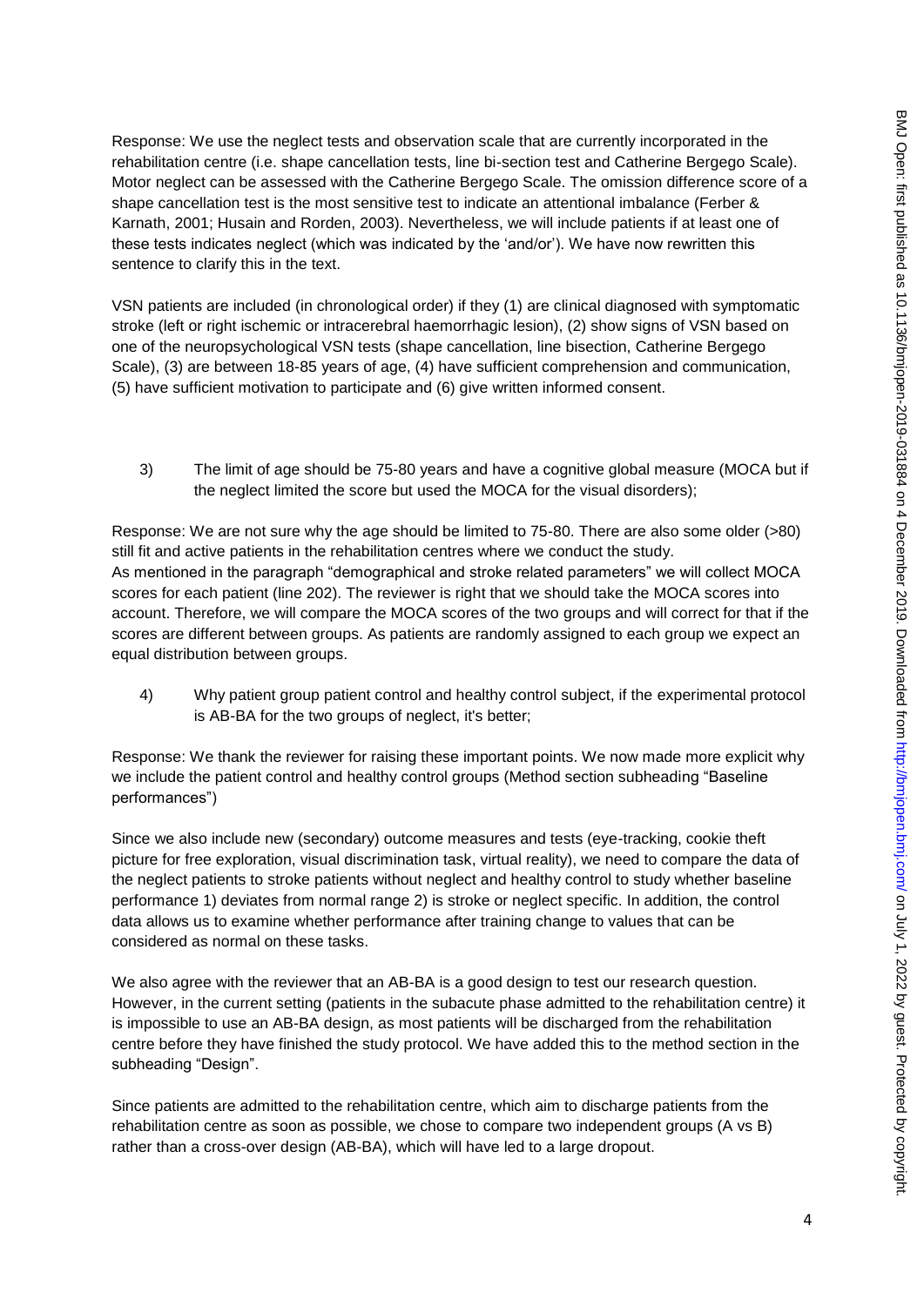Response: We use the neglect tests and observation scale that are currently incorporated in the rehabilitation centre (i.e. shape cancellation tests, line bi-section test and Catherine Bergego Scale). Motor neglect can be assessed with the Catherine Bergego Scale. The omission difference score of a shape cancellation test is the most sensitive test to indicate an attentional imbalance (Ferber & Karnath, 2001; Husain and Rorden, 2003). Nevertheless, we will include patients if at least one of these tests indicates neglect (which was indicated by the 'and/or'). We have now rewritten this sentence to clarify this in the text.

VSN patients are included (in chronological order) if they (1) are clinical diagnosed with symptomatic stroke (left or right ischemic or intracerebral haemorrhagic lesion), (2) show signs of VSN based on one of the neuropsychological VSN tests (shape cancellation, line bisection, Catherine Bergego Scale), (3) are between 18-85 years of age, (4) have sufficient comprehension and communication, (5) have sufficient motivation to participate and (6) give written informed consent.

3) The limit of age should be 75-80 years and have a cognitive global measure (MOCA but if the neglect limited the score but used the MOCA for the visual disorders);

Response: We are not sure why the age should be limited to 75-80. There are also some older (>80) still fit and active patients in the rehabilitation centres where we conduct the study.
As mentioned in the paragraph "demographical and stroke related parameters" we will collect MOCA scores for each patient (line 202). The reviewer is right that we should take the MOCA scores into account. Therefore, we will compare the MOCA scores of the two groups and will correct for that if the scores are different between groups. As patients are randomly assigned to each group we expect an equal distribution between groups.

4) Why patient group patient control and healthy control subject, if the experimental protocol is AB-BA for the two groups of neglect, it's better;

Response: We thank the reviewer for raising these important points. We now made more explicit why we include the patient control and healthy control groups (Method section subheading "Baseline performances")

Since we also include new (secondary) outcome measures and tests (eye-tracking, cookie theft picture for free exploration, visual discrimination task, virtual reality), we need to compare the data of the neglect patients to stroke patients without neglect and healthy control to study whether baseline performance 1) deviates from normal range 2) is stroke or neglect specific. In addition, the control data allows us to examine whether performance after training change to values that can be considered as normal on these tasks.

We also agree with the reviewer that an AB-BA is a good design to test our research question. However, in the current setting (patients in the subacute phase admitted to the rehabilitation centre) it is impossible to use an AB-BA design, as most patients will be discharged from the rehabilitation centre before they have finished the study protocol. We have added this to the method section in the subheading "Design".

Since patients are admitted to the rehabilitation centre, which aim to discharge patients from the rehabilitation centre as soon as possible, we chose to compare two independent groups (A vs B) rather than a cross-over design (AB-BA), which will have led to a large dropout.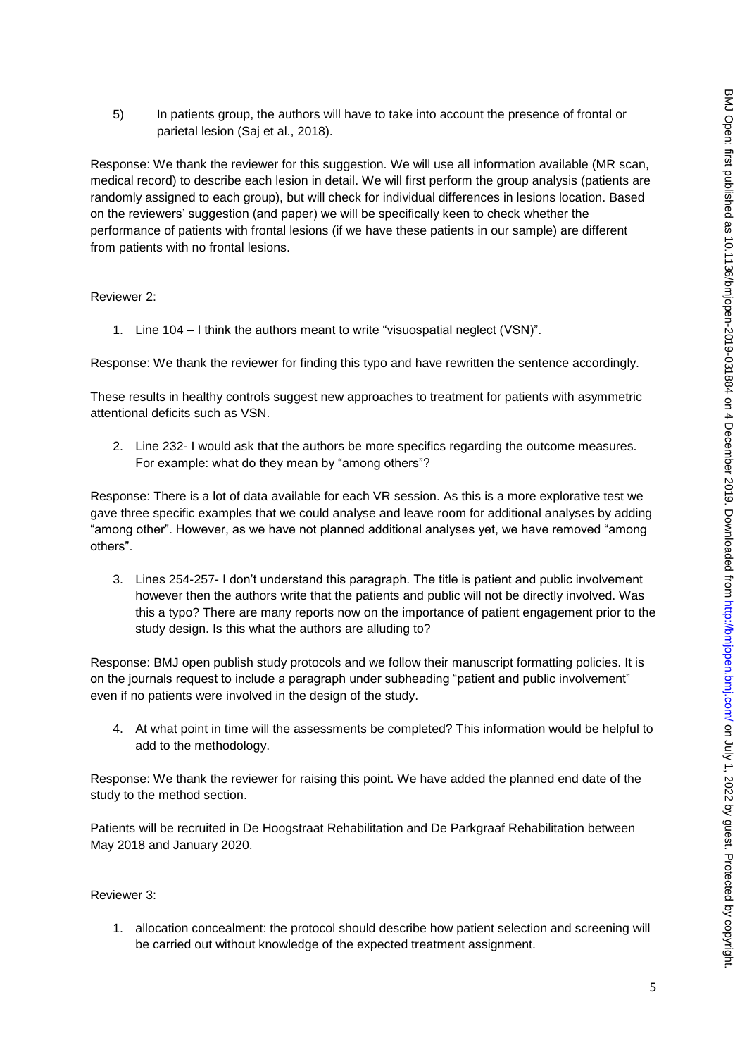5) In patients group, the authors will have to take into account the presence of frontal or parietal lesion (Saj et al., 2018).

Response: We thank the reviewer for this suggestion. We will use all information available (MR scan, medical record) to describe each lesion in detail. We will first perform the group analysis (patients are randomly assigned to each group), but will check for individual differences in lesions location. Based on the reviewers' suggestion (and paper) we will be specifically keen to check whether the performance of patients with frontal lesions (if we have these patients in our sample) are different from patients with no frontal lesions.

Reviewer 2:

1. Line 104 – I think the authors meant to write "visuospatial neglect (VSN)".

Response: We thank the reviewer for finding this typo and have rewritten the sentence accordingly.

These results in healthy controls suggest new approaches to treatment for patients with asymmetric attentional deficits such as VSN.

2. Line 232- I would ask that the authors be more specifics regarding the outcome measures. For example: what do they mean by "among others"?

Response: There is a lot of data available for each VR session. As this is a more explorative test we gave three specific examples that we could analyse and leave room for additional analyses by adding "among other". However, as we have not planned additional analyses yet, we have removed "among others".

3. Lines 254-257- I don't understand this paragraph. The title is patient and public involvement however then the authors write that the patients and public will not be directly involved. Was this a typo? There are many reports now on the importance of patient engagement prior to the study design. Is this what the authors are alluding to?

Response: BMJ open publish study protocols and we follow their manuscript formatting policies. It is on the journals request to include a paragraph under subheading "patient and public involvement" even if no patients were involved in the design of the study.

4. At what point in time will the assessments be completed? This information would be helpful to add to the methodology.

Response: We thank the reviewer for raising this point. We have added the planned end date of the study to the method section.

Patients will be recruited in De Hoogstraat Rehabilitation and De Parkgraaf Rehabilitation between May 2018 and January 2020.

Reviewer 3:

1. allocation concealment: the protocol should describe how patient selection and screening will be carried out without knowledge of the expected treatment assignment.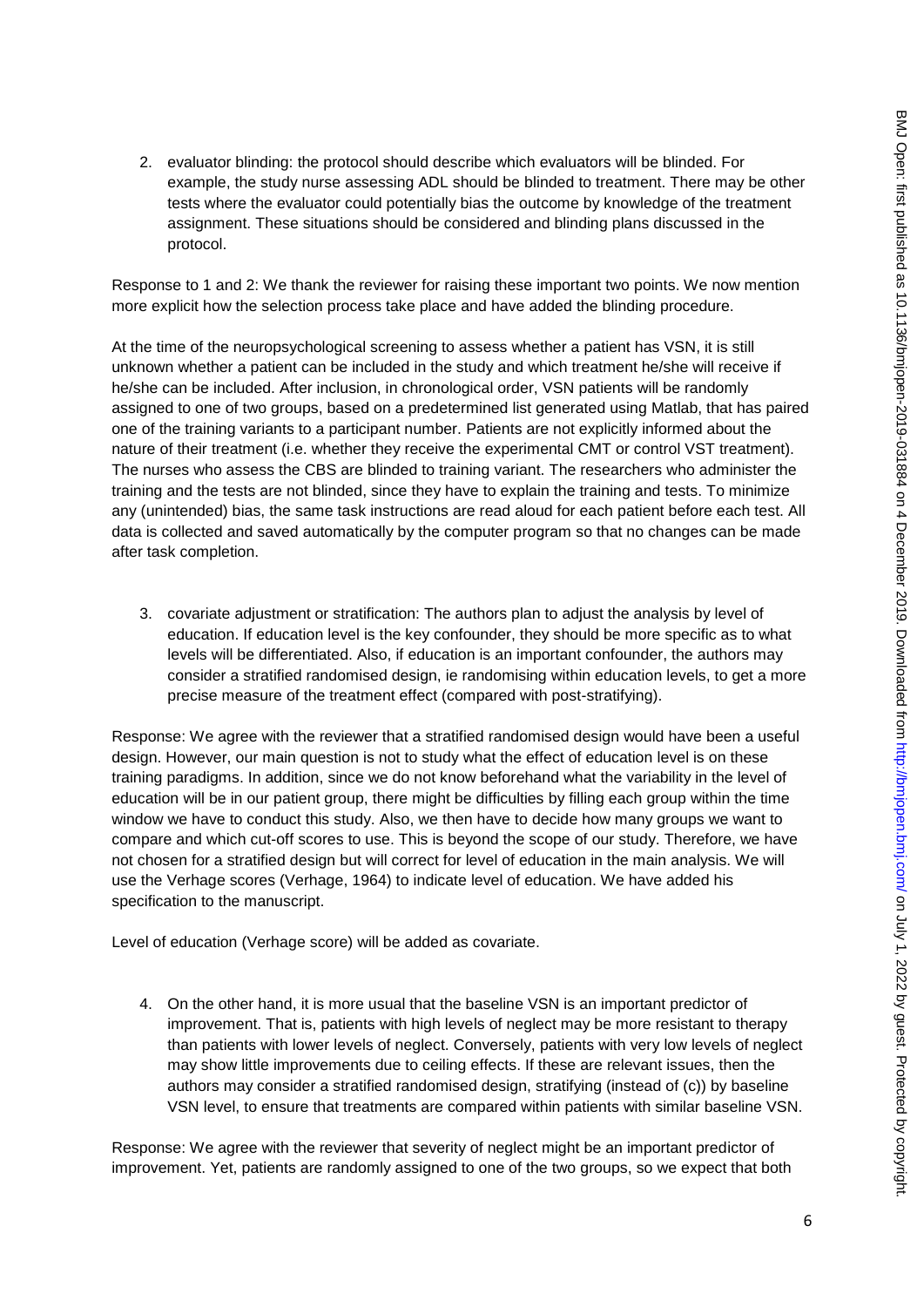2. evaluator blinding: the protocol should describe which evaluators will be blinded. For example, the study nurse assessing ADL should be blinded to treatment. There may be other tests where the evaluator could potentially bias the outcome by knowledge of the treatment assignment. These situations should be considered and blinding plans discussed in the protocol.

Response to 1 and 2: We thank the reviewer for raising these important two points. We now mention more explicit how the selection process take place and have added the blinding procedure.

At the time of the neuropsychological screening to assess whether a patient has VSN, it is still unknown whether a patient can be included in the study and which treatment he/she will receive if he/she can be included. After inclusion, in chronological order, VSN patients will be randomly assigned to one of two groups, based on a predetermined list generated using Matlab, that has paired one of the training variants to a participant number. Patients are not explicitly informed about the nature of their treatment (i.e. whether they receive the experimental CMT or control VST treatment). The nurses who assess the CBS are blinded to training variant. The researchers who administer the training and the tests are not blinded, since they have to explain the training and tests. To minimize any (unintended) bias, the same task instructions are read aloud for each patient before each test. All data is collected and saved automatically by the computer program so that no changes can be made after task completion.

3. covariate adjustment or stratification: The authors plan to adjust the analysis by level of education. If education level is the key confounder, they should be more specific as to what levels will be differentiated. Also, if education is an important confounder, the authors may consider a stratified randomised design, ie randomising within education levels, to get a more precise measure of the treatment effect (compared with post-stratifying).

Response: We agree with the reviewer that a stratified randomised design would have been a useful design. However, our main question is not to study what the effect of education level is on these training paradigms. In addition, since we do not know beforehand what the variability in the level of education will be in our patient group, there might be difficulties by filling each group within the time window we have to conduct this study. Also, we then have to decide how many groups we want to compare and which cut-off scores to use. This is beyond the scope of our study. Therefore, we have not chosen for a stratified design but will correct for level of education in the main analysis. We will use the Verhage scores (Verhage, 1964) to indicate level of education. We have added his specification to the manuscript.

Level of education (Verhage score) will be added as covariate.

4. On the other hand, it is more usual that the baseline VSN is an important predictor of improvement. That is, patients with high levels of neglect may be more resistant to therapy than patients with lower levels of neglect. Conversely, patients with very low levels of neglect may show little improvements due to ceiling effects. If these are relevant issues, then the authors may consider a stratified randomised design, stratifying (instead of (c)) by baseline VSN level, to ensure that treatments are compared within patients with similar baseline VSN.

Response: We agree with the reviewer that severity of neglect might be an important predictor of improvement. Yet, patients are randomly assigned to one of the two groups, so we expect that both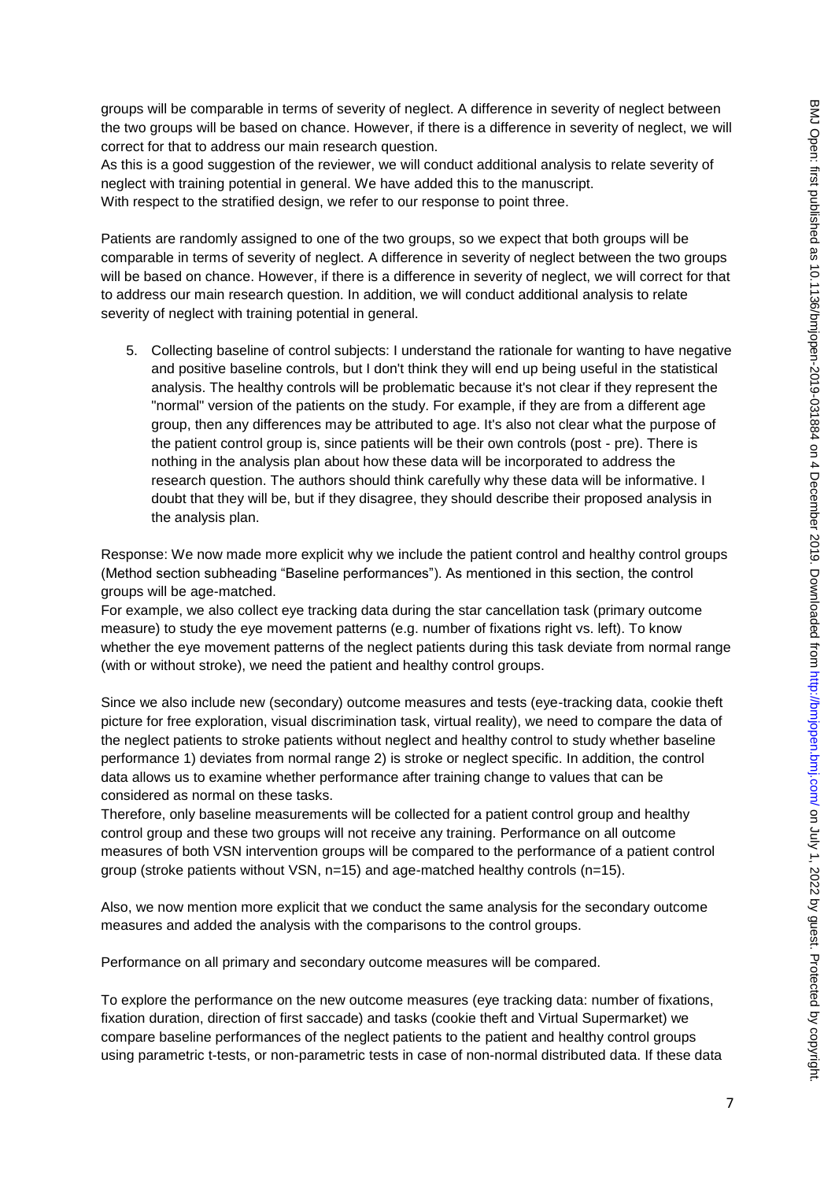groups will be comparable in terms of severity of neglect. A difference in severity of neglect between the two groups will be based on chance. However, if there is a difference in severity of neglect, we will correct for that to address our main research question.
As this is a good suggestion of the reviewer, we will conduct additional analysis to relate severity of neglect with training potential in general. We have added this to the manuscript.
With respect to the stratified design, we refer to our response to point three.

Patients are randomly assigned to one of the two groups, so we expect that both groups will be comparable in terms of severity of neglect. A difference in severity of neglect between the two groups will be based on chance. However, if there is a difference in severity of neglect, we will correct for that to address our main research question. In addition, we will conduct additional analysis to relate severity of neglect with training potential in general.

5. Collecting baseline of control subjects: I understand the rationale for wanting to have negative and positive baseline controls, but I don't think they will end up being useful in the statistical analysis. The healthy controls will be problematic because it's not clear if they represent the "normal" version of the patients on the study. For example, if they are from a different age group, then any differences may be attributed to age. It's also not clear what the purpose of the patient control group is, since patients will be their own controls (post - pre). There is nothing in the analysis plan about how these data will be incorporated to address the research question. The authors should think carefully why these data will be informative. I doubt that they will be, but if they disagree, they should describe their proposed analysis in the analysis plan.

Response: We now made more explicit why we include the patient control and healthy control groups (Method section subheading "Baseline performances"). As mentioned in this section, the control groups will be age-matched.
For example, we also collect eye tracking data during the star cancellation task (primary outcome measure) to study the eye movement patterns (e.g. number of fixations right vs. left). To know whether the eye movement patterns of the neglect patients during this task deviate from normal range (with or without stroke), we need the patient and healthy control groups.

Since we also include new (secondary) outcome measures and tests (eye-tracking data, cookie theft picture for free exploration, visual discrimination task, virtual reality), we need to compare the data of the neglect patients to stroke patients without neglect and healthy control to study whether baseline performance 1) deviates from normal range 2) is stroke or neglect specific. In addition, the control data allows us to examine whether performance after training change to values that can be considered as normal on these tasks.
Therefore, only baseline measurements will be collected for a patient control group and healthy control group and these two groups will not receive any training. Performance on all outcome measures of both VSN intervention groups will be compared to the performance of a patient control group (stroke patients without VSN, n=15) and age-matched healthy controls (n=15).

Also, we now mention more explicit that we conduct the same analysis for the secondary outcome measures and added the analysis with the comparisons to the control groups.

Performance on all primary and secondary outcome measures will be compared.

To explore the performance on the new outcome measures (eye tracking data: number of fixations, fixation duration, direction of first saccade) and tasks (cookie theft and Virtual Supermarket) we compare baseline performances of the neglect patients to the patient and healthy control groups using parametric t-tests, or non-parametric tests in case of non-normal distributed data. If these data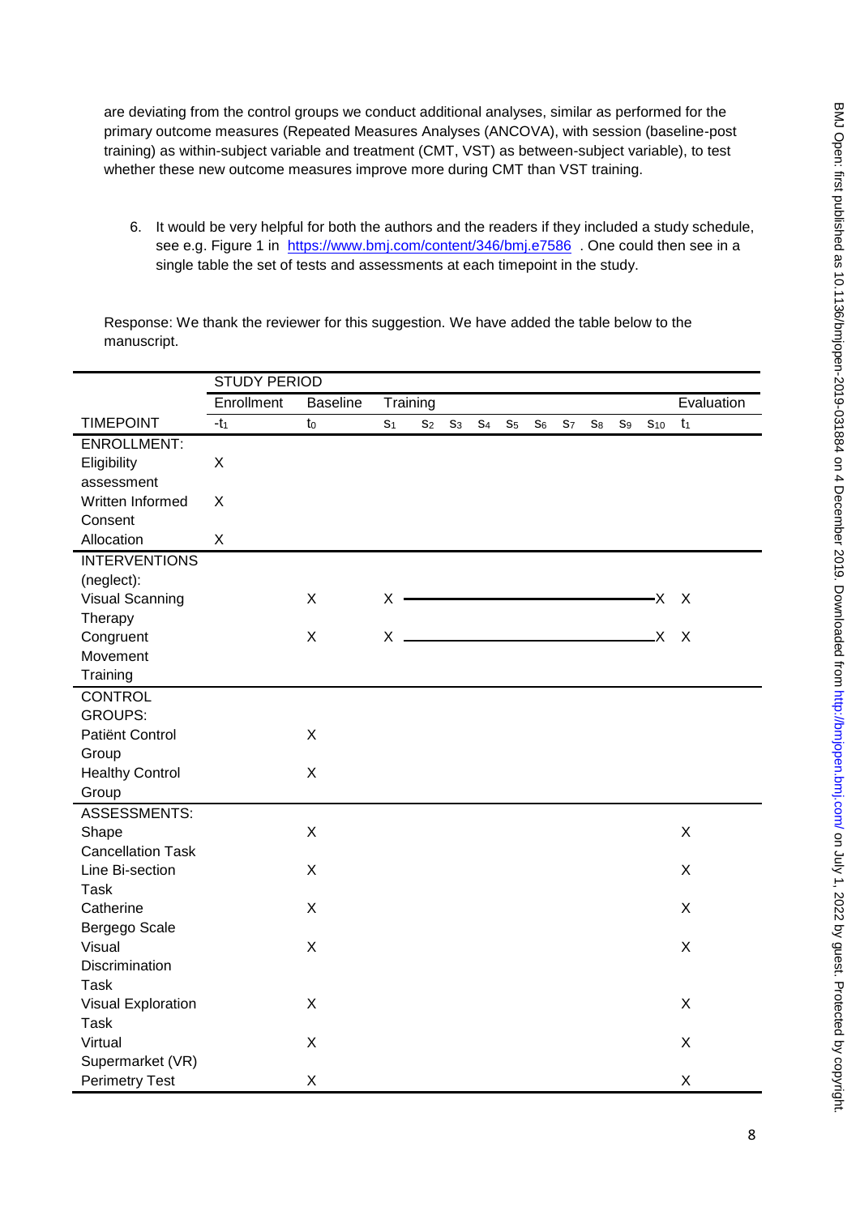are deviating from the control groups we conduct additional analyses, similar as performed for the primary outcome measures (Repeated Measures Analyses (ANCOVA), with session (baseline-post training) as within-subject variable and treatment (CMT, VST) as between-subject variable), to test whether these new outcome measures improve more during CMT than VST training.

6. It would be very helpful for both the authors and the readers if they included a study schedule, see e.g. Figure 1 in https://www.bmj.com/content/346/bmj.e7586 . One could then see in a single table the set of tests and assessments at each timepoint in the study.

Response: We thank the reviewer for this suggestion. We have added the table below to the manuscript.

| | STUDY PERIOD | | | | | | | | | | | | |
|---|---|---|---|---|---|---|---|---|---|---|---|---|---|
| | Enrollment | Baseline | Training | | | | | | | | | | Evaluation |
| TIMEPOINT | $-t_1$ | $t_0$ | $S_1$ | $S_2$ | $S_3$ | $S_4$ | $S_5$ | $S_6$ | $S_7$ | $S_8$ | $S_9$ | $S_{10}$ | $t_1$ |
| ENROLLMENT: | | | | | | | | | | | | | |
| Eligibility assessment | X | | | | | | | | | | | | |
| Written Informed Consent | X | | | | | | | | | | | | |
| Allocation | X | | | | | | | | | | | | |
| INTERVENTIONS (neglect): | | | | | | | | | | | | | |
| Visual Scanning Therapy | | X | X | ——— | ——— | ——— | ——— | ——— | ——— | ——— | ——— | X | X |
| Congruent Movement Training | | X | X | ——— | ——— | ——— | ——— | ——— | ——— | ——— | ——— | X | X |
| CONTROL GROUPS: | | | | | | | | | | | | | |
| Patiënt Control Group | | X | | | | | | | | | | | |
| Healthy Control Group | | X | | | | | | | | | | | |
| ASSESSMENTS: | | | | | | | | | | | | | |
| Shape Cancellation Task | | X | | | | | | | | | | | X |
| Line Bi-section Task | | X | | | | | | | | | | | X |
| Catherine Bergego Scale | | X | | | | | | | | | | | X |
| Visual Discrimination Task | | X | | | | | | | | | | | X |
| Visual Exploration Task | | X | | | | | | | | | | | X |
| Virtual Supermarket (VR) | | X | | | | | | | | | | | X |
| Perimetry Test | | X | | | | | | | | | | | X |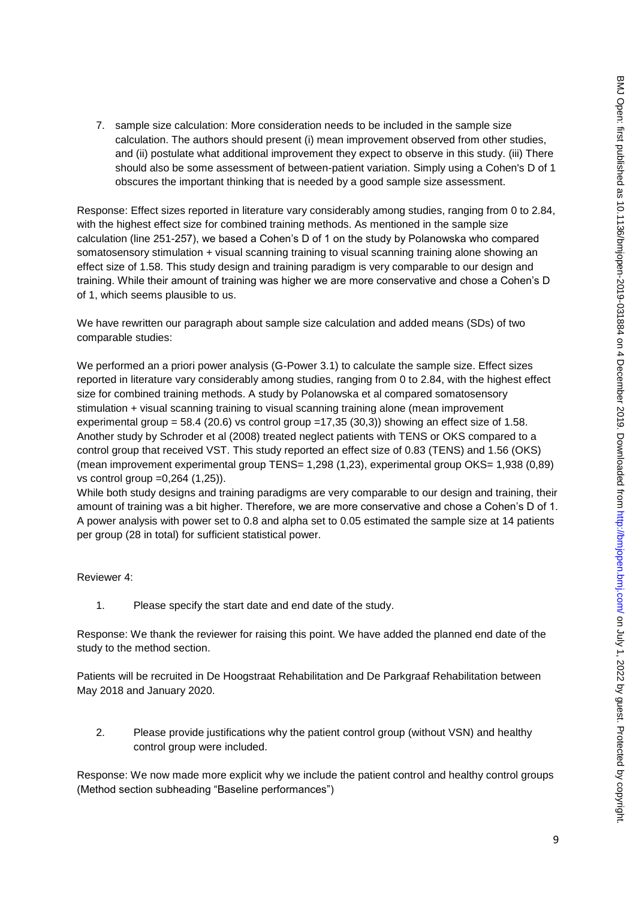7. sample size calculation: More consideration needs to be included in the sample size calculation. The authors should present (i) mean improvement observed from other studies, and (ii) postulate what additional improvement they expect to observe in this study. (iii) There should also be some assessment of between-patient variation. Simply using a Cohen's D of 1 obscures the important thinking that is needed by a good sample size assessment.

Response: Effect sizes reported in literature vary considerably among studies, ranging from 0 to 2.84, with the highest effect size for combined training methods. As mentioned in the sample size calculation (line 251-257), we based a Cohen's D of 1 on the study by Polanowska who compared somatosensory stimulation + visual scanning training to visual scanning training alone showing an effect size of 1.58. This study design and training paradigm is very comparable to our design and training. While their amount of training was higher we are more conservative and chose a Cohen's D of 1, which seems plausible to us.

We have rewritten our paragraph about sample size calculation and added means (SDs) of two comparable studies:

We performed an a priori power analysis (G-Power 3.1) to calculate the sample size. Effect sizes reported in literature vary considerably among studies, ranging from 0 to 2.84, with the highest effect size for combined training methods. A study by Polanowska et al compared somatosensory stimulation + visual scanning training to visual scanning training alone (mean improvement experimental group = 58.4 (20.6) vs control group =17,35 (30,3)) showing an effect size of 1.58. Another study by Schroder et al (2008) treated neglect patients with TENS or OKS compared to a control group that received VST. This study reported an effect size of 0.83 (TENS) and 1.56 (OKS) (mean improvement experimental group TENS= 1,298 (1,23), experimental group OKS= 1,938 (0,89) vs control group =0,264 (1,25)).
While both study designs and training paradigms are very comparable to our design and training, their amount of training was a bit higher. Therefore, we are more conservative and chose a Cohen's D of 1. A power analysis with power set to 0.8 and alpha set to 0.05 estimated the sample size at 14 patients per group (28 in total) for sufficient statistical power.

Reviewer 4:

1. Please specify the start date and end date of the study.

Response: We thank the reviewer for raising this point. We have added the planned end date of the study to the method section.

Patients will be recruited in De Hoogstraat Rehabilitation and De Parkgraaf Rehabilitation between May 2018 and January 2020.

2. Please provide justifications why the patient control group (without VSN) and healthy control group were included.

Response: We now made more explicit why we include the patient control and healthy control groups (Method section subheading "Baseline performances")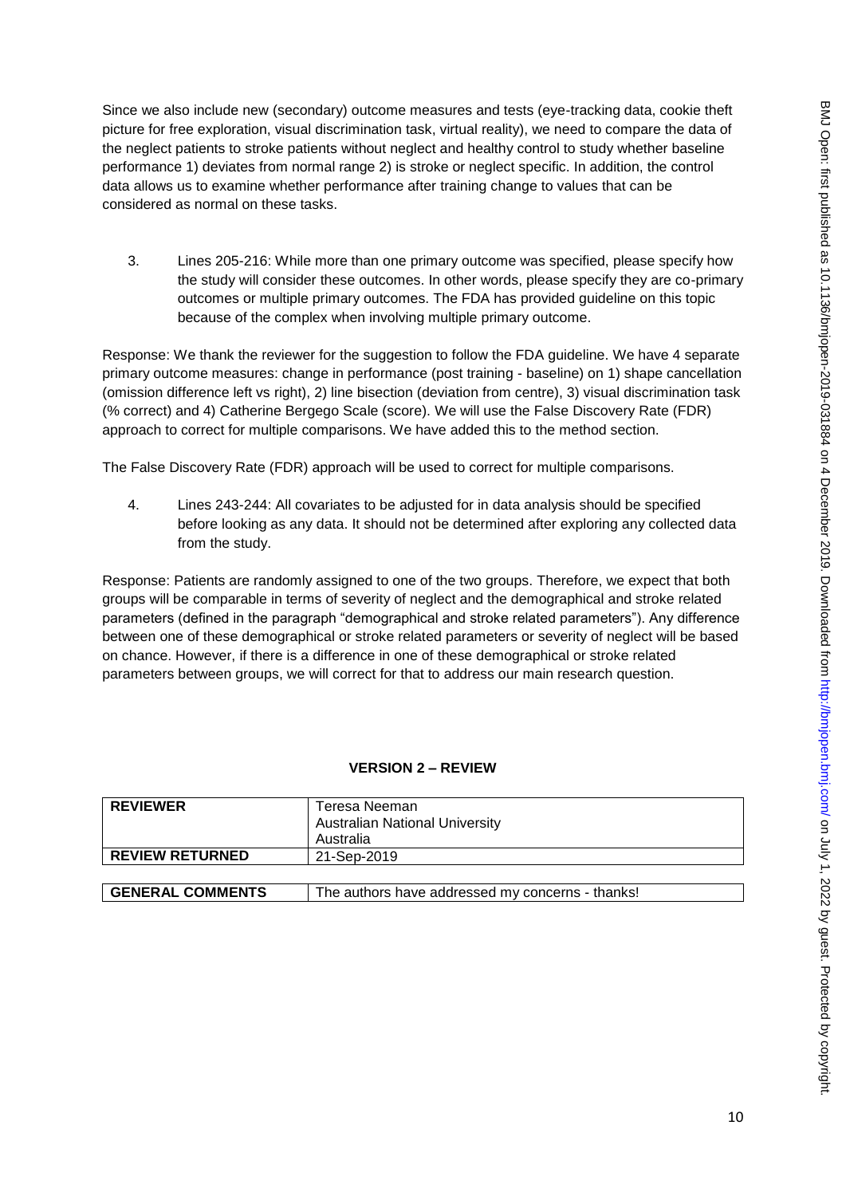Since we also include new (secondary) outcome measures and tests (eye-tracking data, cookie theft picture for free exploration, visual discrimination task, virtual reality), we need to compare the data of the neglect patients to stroke patients without neglect and healthy control to study whether baseline performance 1) deviates from normal range 2) is stroke or neglect specific. In addition, the control data allows us to examine whether performance after training change to values that can be considered as normal on these tasks.

3. Lines 205-216: While more than one primary outcome was specified, please specify how the study will consider these outcomes. In other words, please specify they are co-primary outcomes or multiple primary outcomes. The FDA has provided guideline on this topic because of the complex when involving multiple primary outcome.

Response: We thank the reviewer for the suggestion to follow the FDA guideline. We have 4 separate primary outcome measures: change in performance (post training - baseline) on 1) shape cancellation (omission difference left vs right), 2) line bisection (deviation from centre), 3) visual discrimination task (% correct) and 4) Catherine Bergego Scale (score). We will use the False Discovery Rate (FDR) approach to correct for multiple comparisons. We have added this to the method section.

The False Discovery Rate (FDR) approach will be used to correct for multiple comparisons.

4. Lines 243-244: All covariates to be adjusted for in data analysis should be specified before looking as any data. It should not be determined after exploring any collected data from the study.

Response: Patients are randomly assigned to one of the two groups. Therefore, we expect that both groups will be comparable in terms of severity of neglect and the demographical and stroke related parameters (defined in the paragraph "demographical and stroke related parameters"). Any difference between one of these demographical or stroke related parameters or severity of neglect will be based on chance. However, if there is a difference in one of these demographical or stroke related parameters between groups, we will correct for that to address our main research question.

## VERSION 2 – REVIEW

| | |
|---|---|
| **REVIEWER** | Teresa Neeman<br>Australian National University<br>Australia |
| **REVIEW RETURNED** | 21-Sep-2019 |

| | |
|---|---|
| **GENERAL COMMENTS** | The authors have addressed my concerns - thanks! |